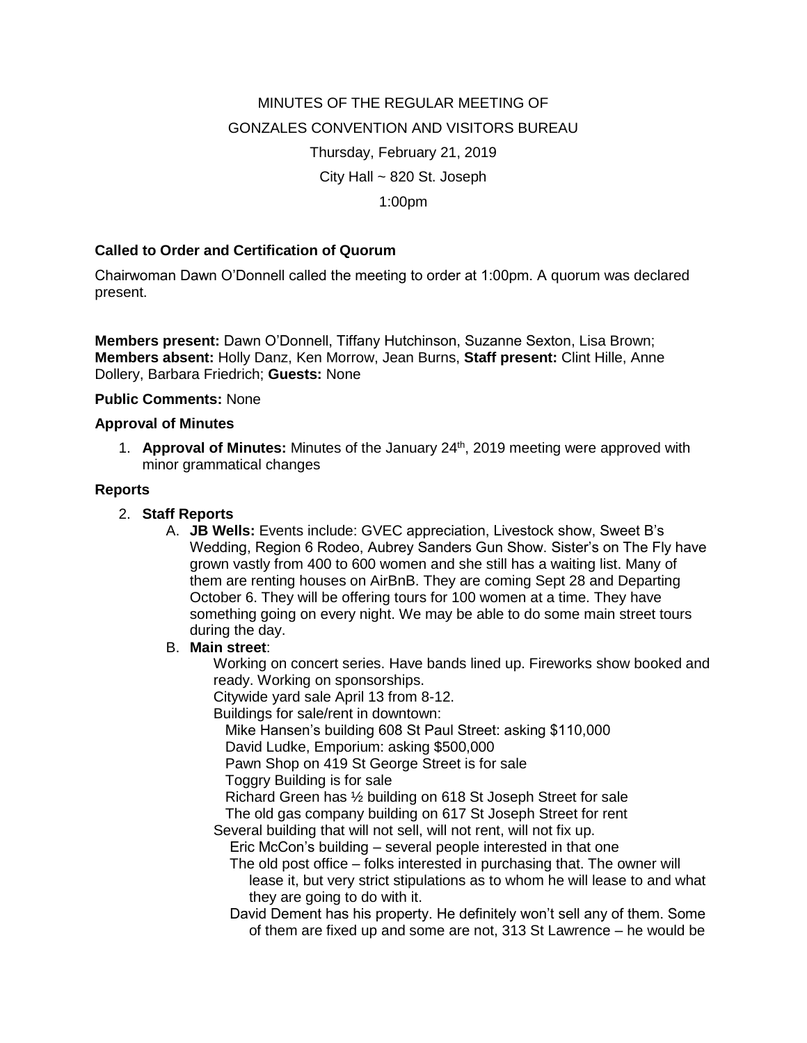MINUTES OF THE REGULAR MEETING OF

GONZALES CONVENTION AND VISITORS BUREAU

Thursday, February 21, 2019

City Hall ~ 820 St. Joseph

1:00pm

**Called to Order and Certification of Quorum**

Chairwoman Dawn O'Donnell called the meeting to order at 1:00pm. A quorum was declared present.

**Members present:** Dawn O'Donnell, Tiffany Hutchinson, Suzanne Sexton, Lisa Brown; **Members absent:** Holly Danz, Ken Morrow, Jean Burns, **Staff present:** Clint Hille, Anne Dollery, Barbara Friedrich; **Guests:** None

**Public Comments:** None

**Approval of Minutes**

1. **Approval of Minutes:** Minutes of the January 24th, 2019 meeting were approved with minor grammatical changes

**Reports**

2. **Staff Reports**
   A. **JB Wells:** Events include: GVEC appreciation, Livestock show, Sweet B's Wedding, Region 6 Rodeo, Aubrey Sanders Gun Show. Sister's on The Fly have grown vastly from 400 to 600 women and she still has a waiting list. Many of them are renting houses on AirBnB. They are coming Sept 28 and Departing October 6. They will be offering tours for 100 women at a time. They have something going on every night. We may be able to do some main street tours during the day.
   B. **Main street**:
      Working on concert series. Have bands lined up. Fireworks show booked and ready. Working on sponsorships.
      Citywide yard sale April 13 from 8-12.
      Buildings for sale/rent in downtown:
         Mike Hansen's building 608 St Paul Street: asking $110,000
         David Ludke, Emporium: asking $500,000
         Pawn Shop on 419 St George Street is for sale
         Toggry Building is for sale
         Richard Green has ½ building on 618 St Joseph Street for sale
         The old gas company building on 617 St Joseph Street for rent
      Several building that will not sell, will not rent, will not fix up.
         Eric McCon's building – several people interested in that one
         The old post office – folks interested in purchasing that. The owner will lease it, but very strict stipulations as to whom he will lease to and what they are going to do with it.
         David Dement has his property. He definitely won't sell any of them. Some of them are fixed up and some are not, 313 St Lawrence – he would be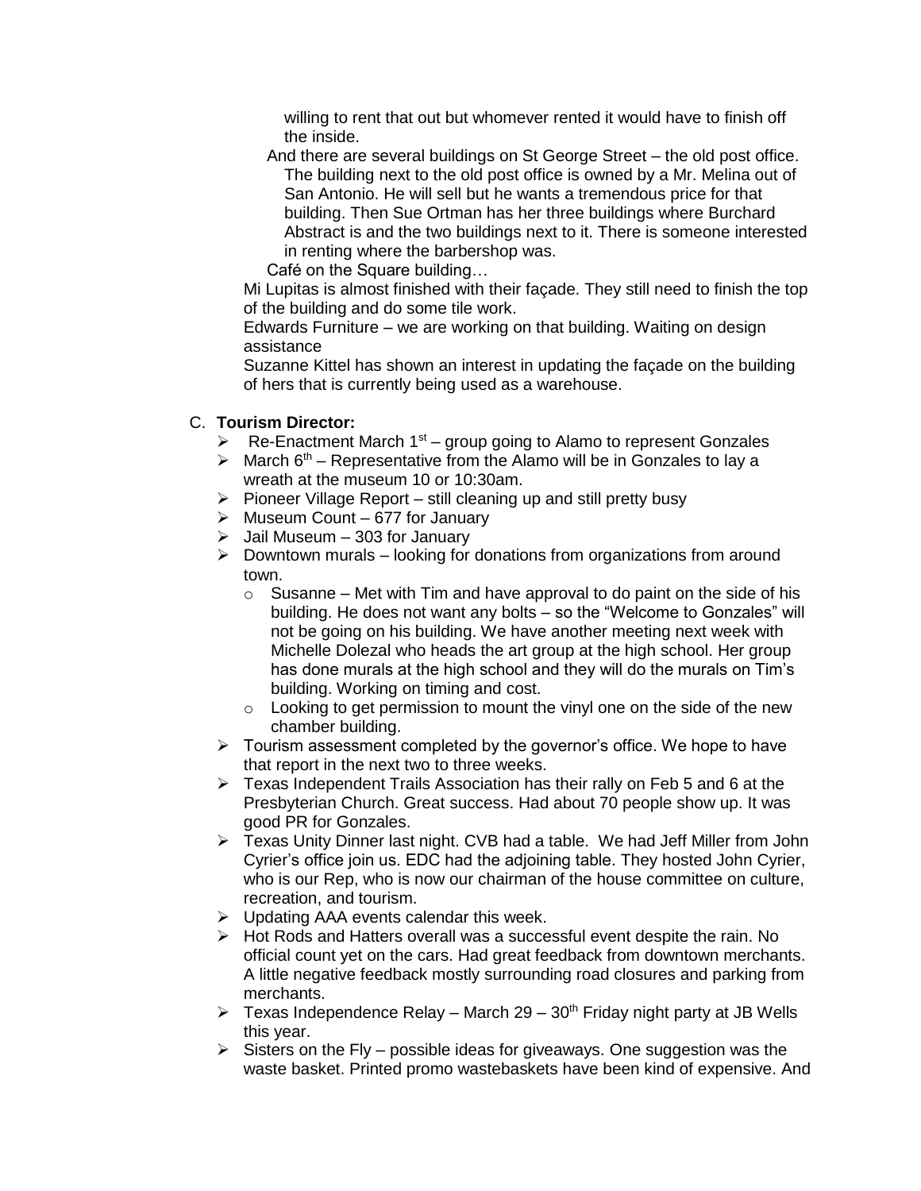willing to rent that out but whomever rented it would have to finish off the inside.

And there are several buildings on St George Street – the old post office. The building next to the old post office is owned by a Mr. Melina out of San Antonio. He will sell but he wants a tremendous price for that building. Then Sue Ortman has her three buildings where Burchard Abstract is and the two buildings next to it. There is someone interested in renting where the barbershop was.

Café on the Square building…

Mi Lupitas is almost finished with their façade. They still need to finish the top of the building and do some tile work.

Edwards Furniture – we are working on that building. Waiting on design assistance

Suzanne Kittel has shown an interest in updating the façade on the building of hers that is currently being used as a warehouse.

C. **Tourism Director:**

- Re-Enactment March 1st – group going to Alamo to represent Gonzales
- March 6th – Representative from the Alamo will be in Gonzales to lay a wreath at the museum 10 or 10:30am.
- Pioneer Village Report – still cleaning up and still pretty busy
- Museum Count – 677 for January
- Jail Museum – 303 for January
- Downtown murals – looking for donations from organizations from around town.
  - Susanne – Met with Tim and have approval to do paint on the side of his building. He does not want any bolts – so the "Welcome to Gonzales" will not be going on his building. We have another meeting next week with Michelle Dolezal who heads the art group at the high school. Her group has done murals at the high school and they will do the murals on Tim's building. Working on timing and cost.
  - Looking to get permission to mount the vinyl one on the side of the new chamber building.
- Tourism assessment completed by the governor's office. We hope to have that report in the next two to three weeks.
- Texas Independent Trails Association has their rally on Feb 5 and 6 at the Presbyterian Church. Great success. Had about 70 people show up. It was good PR for Gonzales.
- Texas Unity Dinner last night. CVB had a table. We had Jeff Miller from John Cyrier's office join us. EDC had the adjoining table. They hosted John Cyrier, who is our Rep, who is now our chairman of the house committee on culture, recreation, and tourism.
- Updating AAA events calendar this week.
- Hot Rods and Hatters overall was a successful event despite the rain. No official count yet on the cars. Had great feedback from downtown merchants. A little negative feedback mostly surrounding road closures and parking from merchants.
- Texas Independence Relay – March 29 – 30th Friday night party at JB Wells this year.
- Sisters on the Fly – possible ideas for giveaways. One suggestion was the waste basket. Printed promo wastebaskets have been kind of expensive. And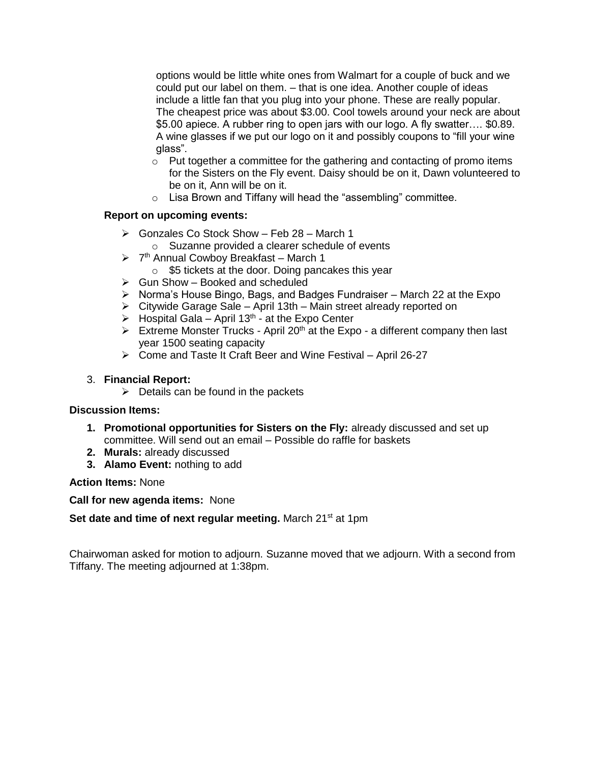options would be little white ones from Walmart for a couple of buck and we could put our label on them. – that is one idea. Another couple of ideas include a little fan that you plug into your phone. These are really popular. The cheapest price was about $3.00. Cool towels around your neck are about $5.00 apiece. A rubber ring to open jars with our logo. A fly swatter…. $0.89. A wine glasses if we put our logo on it and possibly coupons to "fill your wine glass".

- Put together a committee for the gathering and contacting of promo items for the Sisters on the Fly event. Daisy should be on it, Dawn volunteered to be on it, Ann will be on it.
- Lisa Brown and Tiffany will head the "assembling" committee.

**Report on upcoming events:**

- Gonzales Co Stock Show – Feb 28 – March 1
  - Suzanne provided a clearer schedule of events
- 7th Annual Cowboy Breakfast – March 1
  - $5 tickets at the door. Doing pancakes this year
- Gun Show – Booked and scheduled
- Norma's House Bingo, Bags, and Badges Fundraiser – March 22 at the Expo
- Citywide Garage Sale – April 13th – Main street already reported on
- Hospital Gala – April 13th - at the Expo Center
- Extreme Monster Trucks - April 20th at the Expo - a different company then last year 1500 seating capacity
- Come and Taste It Craft Beer and Wine Festival – April 26-27

3. **Financial Report:**
   - Details can be found in the packets

**Discussion Items:**

1. **Promotional opportunities for Sisters on the Fly:** already discussed and set up committee. Will send out an email – Possible do raffle for baskets
2. **Murals:** already discussed
3. **Alamo Event:** nothing to add

**Action Items:** None

**Call for new agenda items:** None

**Set date and time of next regular meeting.** March 21st at 1pm

Chairwoman asked for motion to adjourn. Suzanne moved that we adjourn. With a second from Tiffany. The meeting adjourned at 1:38pm.